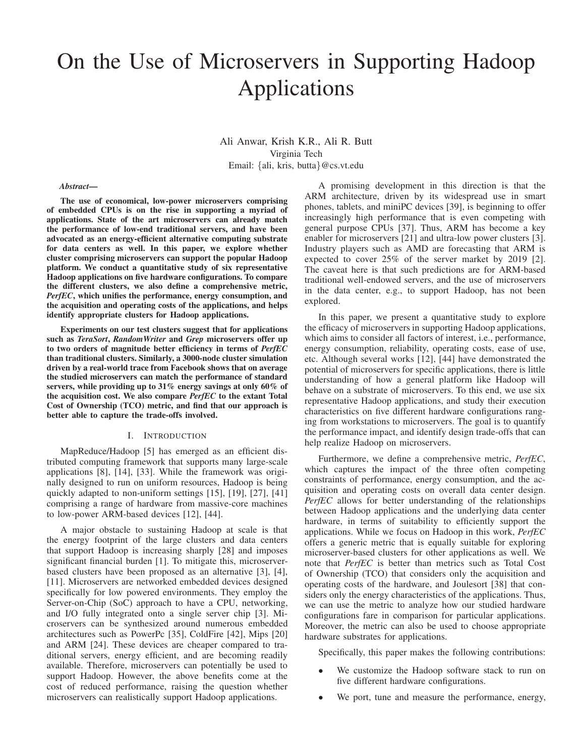# On the Use of Microservers in Supporting Hadoop Applications

Ali Anwar, Krish K.R., Ali R. Butt
Virginia Tech
Email: {ali, kris, butta}@cs.vt.edu

***Abstract*—**

**The use of economical, low-power microservers comprising of embedded CPUs is on the rise in supporting a myriad of applications. State of the art microservers can already match the performance of low-end traditional servers, and have been advocated as an energy-efficient alternative computing substrate for data centers as well. In this paper, we explore whether cluster comprising microservers can support the popular Hadoop platform. We conduct a quantitative study of six representative Hadoop applications on five hardware configurations. To compare the different clusters, we also define a comprehensive metric, *PerfEC*, which unifies the performance, energy consumption, and the acquisition and operating costs of the applications, and helps identify appropriate clusters for Hadoop applications.**

**Experiments on our test clusters suggest that for applications such as *TeraSort*, *RandomWriter* and *Grep* microservers offer up to two orders of magnitude better efficiency in terms of *PerfEC* than traditional clusters. Similarly, a 3000-node cluster simulation driven by a real-world trace from Facebook shows that on average the studied microservers can match the performance of standard servers, while providing up to 31% energy savings at only 60% of the acquisition cost. We also compare *PerfEC* to the extant Total Cost of Ownership (TCO) metric, and find that our approach is better able to capture the trade-offs involved.**

## I. Introduction

MapReduce/Hadoop [5] has emerged as an efficient distributed computing framework that supports many large-scale applications [8], [14], [33]. While the framework was originally designed to run on uniform resources, Hadoop is being quickly adapted to non-uniform settings [15], [19], [27], [41] comprising a range of hardware from massive-core machines to low-power ARM-based devices [12], [44].

A major obstacle to sustaining Hadoop at scale is that the energy footprint of the large clusters and data centers that support Hadoop is increasing sharply [28] and imposes significant financial burden [1]. To mitigate this, microserver-based clusters have been proposed as an alternative [3], [4], [11]. Microservers are networked embedded devices designed specifically for low powered environments. They employ the Server-on-Chip (SoC) approach to have a CPU, networking, and I/O fully integrated onto a single server chip [3]. Microservers can be synthesized around numerous embedded architectures such as PowerPc [35], ColdFire [42], Mips [20] and ARM [24]. These devices are cheaper compared to traditional servers, energy efficient, and are becoming readily available. Therefore, microservers can potentially be used to support Hadoop. However, the above benefits come at the cost of reduced performance, raising the question whether microservers can realistically support Hadoop applications.

A promising development in this direction is that the ARM architecture, driven by its widespread use in smart phones, tablets, and miniPC devices [39], is beginning to offer increasingly high performance that is even competing with general purpose CPUs [37]. Thus, ARM has become a key enabler for microservers [21] and ultra-low power clusters [3]. Industry players such as AMD are forecasting that ARM is expected to cover 25% of the server market by 2019 [2]. The caveat here is that such predictions are for ARM-based traditional well-endowed servers, and the use of microservers in the data center, e.g., to support Hadoop, has not been explored.

In this paper, we present a quantitative study to explore the efficacy of microservers in supporting Hadoop applications, which aims to consider all factors of interest, i.e., performance, energy consumption, reliability, operating costs, ease of use, etc. Although several works [12], [44] have demonstrated the potential of microservers for specific applications, there is little understanding of how a general platform like Hadoop will behave on a substrate of microservers. To this end, we use six representative Hadoop applications, and study their execution characteristics on five different hardware configurations ranging from workstations to microservers. The goal is to quantify the performance impact, and identify design trade-offs that can help realize Hadoop on microservers.

Furthermore, we define a comprehensive metric, *PerfEC*, which captures the impact of the three often competing constraints of performance, energy consumption, and the acquisition and operating costs on overall data center design. *PerfEC* allows for better understanding of the relationships between Hadoop applications and the underlying data center hardware, in terms of suitability to efficiently support the applications. While we focus on Hadoop in this work, *PerfEC* offers a generic metric that is equally suitable for exploring microserver-based clusters for other applications as well. We note that *PerfEC* is better than metrics such as Total Cost of Ownership (TCO) that considers only the acquisition and operating costs of the hardware, and Joulesort [38] that considers only the energy characteristics of the applications. Thus, we can use the metric to analyze how our studied hardware configurations fare in comparison for particular applications. Moreover, the metric can also be used to choose appropriate hardware substrates for applications.

Specifically, this paper makes the following contributions:

- We customize the Hadoop software stack to run on five different hardware configurations.
- We port, tune and measure the performance, energy,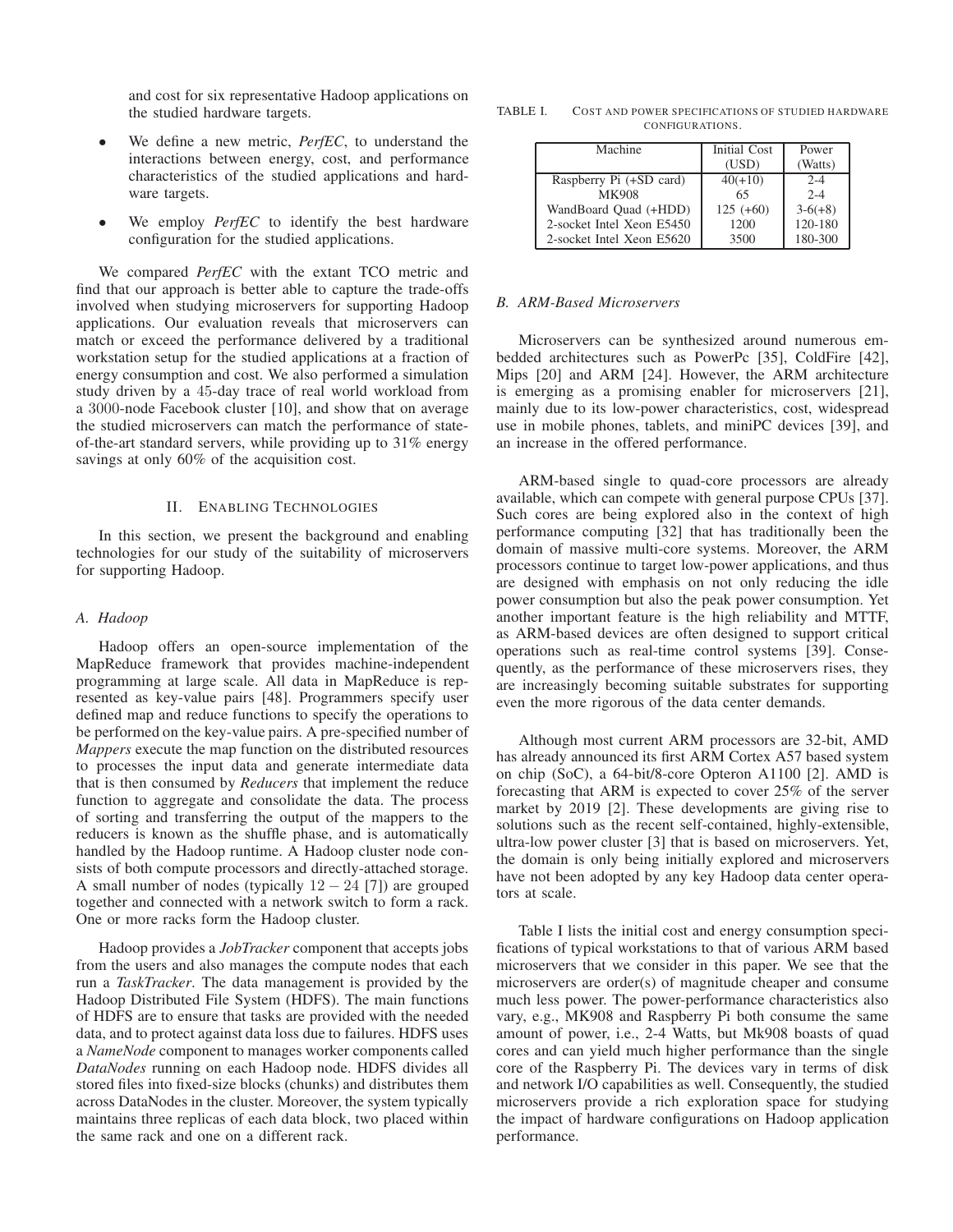and cost for six representative Hadoop applications on the studied hardware targets.

- We define a new metric, *PerfEC*, to understand the interactions between energy, cost, and performance characteristics of the studied applications and hardware targets.
- We employ *PerfEC* to identify the best hardware configuration for the studied applications.

We compared *PerfEC* with the extant TCO metric and find that our approach is better able to capture the trade-offs involved when studying microservers for supporting Hadoop applications. Our evaluation reveals that microservers can match or exceed the performance delivered by a traditional workstation setup for the studied applications at a fraction of energy consumption and cost. We also performed a simulation study driven by a 45-day trace of real world workload from a 3000-node Facebook cluster [10], and show that on average the studied microservers can match the performance of state-of-the-art standard servers, while providing up to 31% energy savings at only 60% of the acquisition cost.

## II. Enabling Technologies

In this section, we present the background and enabling technologies for our study of the suitability of microservers for supporting Hadoop.

### A. Hadoop

Hadoop offers an open-source implementation of the MapReduce framework that provides machine-independent programming at large scale. All data in MapReduce is represented as key-value pairs [48]. Programmers specify user defined map and reduce functions to specify the operations to be performed on the key-value pairs. A pre-specified number of *Mappers* execute the map function on the distributed resources to processes the input data and generate intermediate data that is then consumed by *Reducers* that implement the reduce function to aggregate and consolidate the data. The process of sorting and transferring the output of the mappers to the reducers is known as the shuffle phase, and is automatically handled by the Hadoop runtime. A Hadoop cluster node consists of both compute processors and directly-attached storage. A small number of nodes (typically $12-24$ [7]) are grouped together and connected with a network switch to form a rack. One or more racks form the Hadoop cluster.

Hadoop provides a *JobTracker* component that accepts jobs from the users and also manages the compute nodes that each run a *TaskTracker*. The data management is provided by the Hadoop Distributed File System (HDFS). The main functions of HDFS are to ensure that tasks are provided with the needed data, and to protect against data loss due to failures. HDFS uses a *NameNode* component to manages worker components called *DataNodes* running on each Hadoop node. HDFS divides all stored files into fixed-size blocks (chunks) and distributes them across DataNodes in the cluster. Moreover, the system typically maintains three replicas of each data block, two placed within the same rack and one on a different rack.

TABLE I. Cost and power specifications of studied hardware configurations.

| Machine | Initial Cost (USD) | Power (Watts) |
|---|---|---|
| Raspberry Pi (+SD card) | 40(+10) | 2-4 |
| MK908 | 65 | 2-4 |
| WandBoard Quad (+HDD) | 125 (+60) | 3-6(+8) |
| 2-socket Intel Xeon E5450 | 1200 | 120-180 |
| 2-socket Intel Xeon E5620 | 3500 | 180-300 |

### B. ARM-Based Microservers

Microservers can be synthesized around numerous embedded architectures such as PowerPc [35], ColdFire [42], Mips [20] and ARM [24]. However, the ARM architecture is emerging as a promising enabler for microservers [21], mainly due to its low-power characteristics, cost, widespread use in mobile phones, tablets, and miniPC devices [39], and an increase in the offered performance.

ARM-based single to quad-core processors are already available, which can compete with general purpose CPUs [37]. Such cores are being explored also in the context of high performance computing [32] that has traditionally been the domain of massive multi-core systems. Moreover, the ARM processors continue to target low-power applications, and thus are designed with emphasis on not only reducing the idle power consumption but also the peak power consumption. Yet another important feature is the high reliability and MTTF, as ARM-based devices are often designed to support critical operations such as real-time control systems [39]. Consequently, as the performance of these microservers rises, they are increasingly becoming suitable substrates for supporting even the more rigorous of the data center demands.

Although most current ARM processors are 32-bit, AMD has already announced its first ARM Cortex A57 based system on chip (SoC), a 64-bit/8-core Opteron A1100 [2]. AMD is forecasting that ARM is expected to cover 25% of the server market by 2019 [2]. These developments are giving rise to solutions such as the recent self-contained, highly-extensible, ultra-low power cluster [3] that is based on microservers. Yet, the domain is only being initially explored and microservers have not been adopted by any key Hadoop data center operators at scale.

Table I lists the initial cost and energy consumption specifications of typical workstations to that of various ARM based microservers that we consider in this paper. We see that the microservers are order(s) of magnitude cheaper and consume much less power. The power-performance characteristics also vary, e.g., MK908 and Raspberry Pi both consume the same amount of power, i.e., 2-4 Watts, but Mk908 boasts of quad cores and can yield much higher performance than the single core of the Raspberry Pi. The devices vary in terms of disk and network I/O capabilities as well. Consequently, the studied microservers provide a rich exploration space for studying the impact of hardware configurations on Hadoop application performance.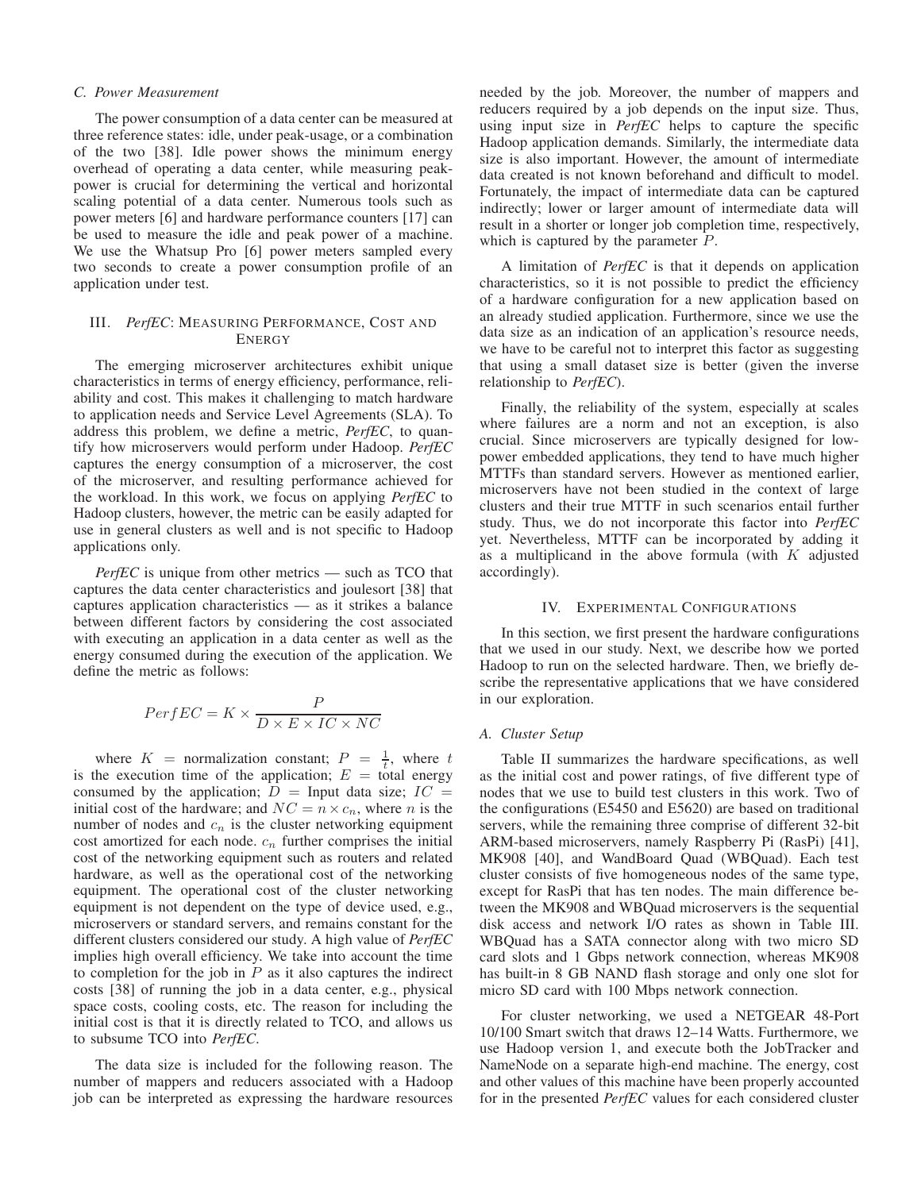### C. Power Measurement

The power consumption of a data center can be measured at three reference states: idle, under peak-usage, or a combination of the two [38]. Idle power shows the minimum energy overhead of operating a data center, while measuring peak-power is crucial for determining the vertical and horizontal scaling potential of a data center. Numerous tools such as power meters [6] and hardware performance counters [17] can be used to measure the idle and peak power of a machine. We use the Whatsup Pro [6] power meters sampled every two seconds to create a power consumption profile of an application under test.

## III. *PerfEC*: Measuring Performance, Cost and Energy

The emerging microserver architectures exhibit unique characteristics in terms of energy efficiency, performance, reliability and cost. This makes it challenging to match hardware to application needs and Service Level Agreements (SLA). To address this problem, we define a metric, *PerfEC*, to quantify how microservers would perform under Hadoop. *PerfEC* captures the energy consumption of a microserver, the cost of the microserver, and resulting performance achieved for the workload. In this work, we focus on applying *PerfEC* to Hadoop clusters, however, the metric can be easily adapted for use in general clusters as well and is not specific to Hadoop applications only.

*PerfEC* is unique from other metrics — such as TCO that captures the data center characteristics and joulesort [38] that captures application characteristics — as it strikes a balance between different factors by considering the cost associated with executing an application in a data center as well as the energy consumed during the execution of the application. We define the metric as follows:

$$PerfEC = K \times \frac{P}{D \times E \times IC \times NC}$$

where $K$ = normalization constant; $P = \frac{1}{t}$, where $t$ is the execution time of the application; $E$ = total energy consumed by the application; $D$ = Input data size; $IC$ = initial cost of the hardware; and $NC = n \times c_n$, where $n$ is the number of nodes and $c_n$ is the cluster networking equipment cost amortized for each node. $c_n$ further comprises the initial cost of the networking equipment such as routers and related hardware, as well as the operational cost of the networking equipment. The operational cost of the cluster networking equipment is not dependent on the type of device used, e.g., microservers or standard servers, and remains constant for the different clusters considered our study. A high value of *PerfEC* implies high overall efficiency. We take into account the time to completion for the job in $P$ as it also captures the indirect costs [38] of running the job in a data center, e.g., physical space costs, cooling costs, etc. The reason for including the initial cost is that it is directly related to TCO, and allows us to subsume TCO into *PerfEC*.

The data size is included for the following reason. The number of mappers and reducers associated with a Hadoop job can be interpreted as expressing the hardware resources needed by the job. Moreover, the number of mappers and reducers required by a job depends on the input size. Thus, using input size in *PerfEC* helps to capture the specific Hadoop application demands. Similarly, the intermediate data size is also important. However, the amount of intermediate data created is not known beforehand and difficult to model. Fortunately, the impact of intermediate data can be captured indirectly; lower or larger amount of intermediate data will result in a shorter or longer job completion time, respectively, which is captured by the parameter $P$.

A limitation of *PerfEC* is that it depends on application characteristics, so it is not possible to predict the efficiency of a hardware configuration for a new application based on an already studied application. Furthermore, since we use the data size as an indication of an application's resource needs, we have to be careful not to interpret this factor as suggesting that using a small dataset size is better (given the inverse relationship to *PerfEC*).

Finally, the reliability of the system, especially at scales where failures are a norm and not an exception, is also crucial. Since microservers are typically designed for low-power embedded applications, they tend to have much higher MTTFs than standard servers. However as mentioned earlier, microservers have not been studied in the context of large clusters and their true MTTF in such scenarios entail further study. Thus, we do not incorporate this factor into *PerfEC* yet. Nevertheless, MTTF can be incorporated by adding it as a multiplicand in the above formula (with $K$ adjusted accordingly).

## IV. Experimental Configurations

In this section, we first present the hardware configurations that we used in our study. Next, we describe how we ported Hadoop to run on the selected hardware. Then, we briefly describe the representative applications that we have considered in our exploration.

### A. Cluster Setup

Table II summarizes the hardware specifications, as well as the initial cost and power ratings, of five different type of nodes that we use to build test clusters in this work. Two of the configurations (E5450 and E5620) are based on traditional servers, while the remaining three comprise of different 32-bit ARM-based microservers, namely Raspberry Pi (RasPi) [41], MK908 [40], and WandBoard Quad (WBQuad). Each test cluster consists of five homogeneous nodes of the same type, except for RasPi that has ten nodes. The main difference between the MK908 and WBQuad microservers is the sequential disk access and network I/O rates as shown in Table III. WBQuad has a SATA connector along with two micro SD card slots and 1 Gbps network connection, whereas MK908 has built-in 8 GB NAND flash storage and only one slot for micro SD card with 100 Mbps network connection.

For cluster networking, we used a NETGEAR 48-Port 10/100 Smart switch that draws 12–14 Watts. Furthermore, we use Hadoop version 1, and execute both the JobTracker and NameNode on a separate high-end machine. The energy, cost and other values of this machine have been properly accounted for in the presented *PerfEC* values for each considered cluster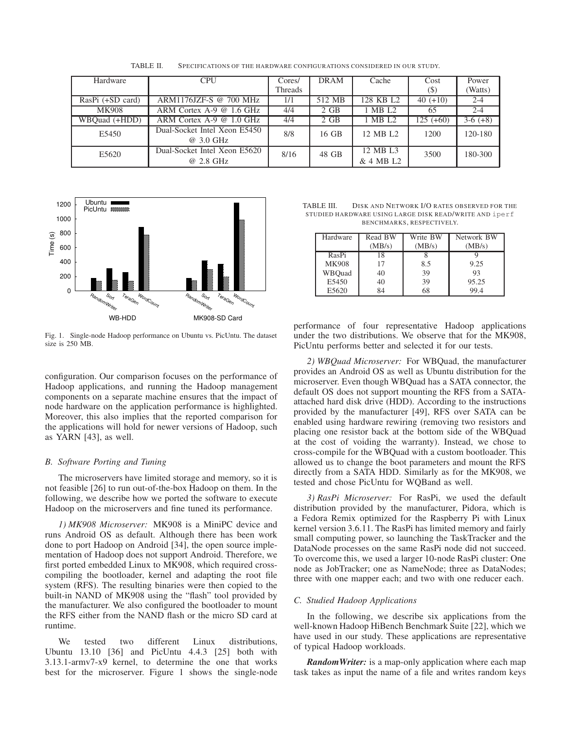TABLE II. SPECIFICATIONS OF THE HARDWARE CONFIGURATIONS CONSIDERED IN OUR STUDY.

| Hardware | CPU | Cores/ Threads | DRAM | Cache | Cost ($) | Power (Watts) |
|---|---|---|---|---|---|---|
| RasPi (+SD card) | ARM1176JZF-S @ 700 MHz | 1/1 | 512 MB | 128 KB L2 | 40 (+10) | 2-4 |
| MK908 | ARM Cortex A-9 @ 1.6 GHz | 4/4 | 2 GB | 1 MB L2 | 65 | 2-4 |
| WBQuad (+HDD) | ARM Cortex A-9 @ 1.0 GHz | 4/4 | 2 GB | 1 MB L2 | 125 (+60) | 3-6 (+8) |
| E5450 | Dual-Socket Intel Xeon E5450 @ 3.0 GHz | 8/8 | 16 GB | 12 MB L2 | 1200 | 120-180 |
| E5620 | Dual-Socket Intel Xeon E5620 @ 2.8 GHz | 8/16 | 48 GB | 12 MB L3 & 4 MB L2 | 3500 | 180-300 |

Fig. 1. Single-node Hadoop performance on Ubuntu vs. PicUntu. The dataset size is 250 MB.

configuration. Our comparison focuses on the performance of Hadoop applications, and running the Hadoop management components on a separate machine ensures that the impact of node hardware on the application performance is highlighted. Moreover, this also implies that the reported comparison for the applications will hold for newer versions of Hadoop, such as YARN [43], as well.

### B. Software Porting and Tuning

The microservers have limited storage and memory, so it is not feasible [26] to run out-of-the-box Hadoop on them. In the following, we describe how we ported the software to execute Hadoop on the microservers and fine tuned its performance.

*1) MK908 Microserver:* MK908 is a MiniPC device and runs Android OS as default. Although there has been work done to port Hadoop on Android [34], the open source implementation of Hadoop does not support Android. Therefore, we first ported embedded Linux to MK908, which required cross-compiling the bootloader, kernel and adapting the root file system (RFS). The resulting binaries were then copied to the built-in NAND of MK908 using the "flash" tool provided by the manufacturer. We also configured the bootloader to mount the RFS either from the NAND flash or the micro SD card at runtime.

We tested two different Linux distributions, Ubuntu 13.10 [36] and PicUntu 4.4.3 [25] both with 3.13.1-armv7-x9 kernel, to determine the one that works best for the microserver. Figure 1 shows the single-node

TABLE III. DISK AND NETWORK I/O RATES OBSERVED FOR THE STUDIED HARDWARE USING LARGE DISK READ/WRITE AND `iperf` BENCHMARKS, RESPECTIVELY.

| Hardware | Read BW (MB/s) | Write BW (MB/s) | Network BW (MB/s) |
|---|---|---|---|
| RasPi | 18 | 8 | 9 |
| MK908 | 17 | 8.5 | 9.25 |
| WBQuad | 40 | 39 | 93 |
| E5450 | 40 | 39 | 95.25 |
| E5620 | 84 | 68 | 99.4 |

performance of four representative Hadoop applications under the two distributions. We observe that for the MK908, PicUntu performs better and selected it for our tests.

*2) WBQuad Microserver:* For WBQuad, the manufacturer provides an Android OS as well as Ubuntu distribution for the microserver. Even though WBQuad has a SATA connector, the default OS does not support mounting the RFS from a SATA-attached hard disk drive (HDD). According to the instructions provided by the manufacturer [49], RFS over SATA can be enabled using hardware rewiring (removing two resistors and placing one resistor back at the bottom side of the WBQuad at the cost of voiding the warranty). Instead, we chose to cross-compile for the WBQuad with a custom bootloader. This allowed us to change the boot parameters and mount the RFS directly from a SATA HDD. Similarly as for the MK908, we tested and chose PicUntu for WQBand as well.

*3) RasPi Microserver:* For RasPi, we used the default distribution provided by the manufacturer, Pidora, which is a Fedora Remix optimized for the Raspberry Pi with Linux kernel version 3.6.11. The RasPi has limited memory and fairly small computing power, so launching the TaskTracker and the DataNode processes on the same RasPi node did not succeed. To overcome this, we used a larger 10-node RasPi cluster: One node as JobTracker; one as NameNode; three as DataNodes; three with one mapper each; and two with one reducer each.

### C. Studied Hadoop Applications

In the following, we describe six applications from the well-known Hadoop HiBench Benchmark Suite [22], which we have used in our study. These applications are representative of typical Hadoop workloads.

***RandomWriter:*** is a map-only application where each map task takes as input the name of a file and writes random keys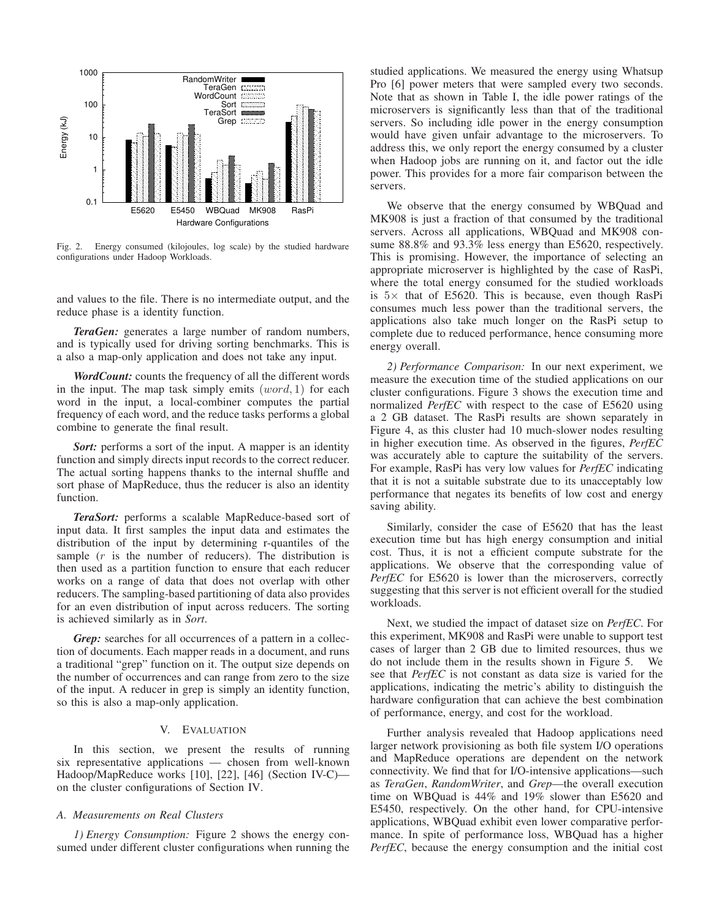1000

100

10

1

0.1

Energy (kJ)

RandomWriter
TeraGen
WordCount
Sort
TeraSort
Grep

E5620 E5450 WBQuad MK908 RasPi

Hardware Configurations

Fig. 2. Energy consumed (kilojoules, log scale) by the studied hardware configurations under Hadoop Workloads.

and values to the file. There is no intermediate output, and the reduce phase is a identity function.

***TeraGen:*** generates a large number of random numbers, and is typically used for driving sorting benchmarks. This is a also a map-only application and does not take any input.

***WordCount:*** counts the frequency of all the different words in the input. The map task simply emits $(word, 1)$ for each word in the input, a local-combiner computes the partial frequency of each word, and the reduce tasks performs a global combine to generate the final result.

***Sort:*** performs a sort of the input. A mapper is an identity function and simply directs input records to the correct reducer. The actual sorting happens thanks to the internal shuffle and sort phase of MapReduce, thus the reducer is also an identity function.

***TeraSort:*** performs a scalable MapReduce-based sort of input data. It first samples the input data and estimates the distribution of the input by determining r-quantiles of the sample ($r$ is the number of reducers). The distribution is then used as a partition function to ensure that each reducer works on a range of data that does not overlap with other reducers. The sampling-based partitioning of data also provides for an even distribution of input across reducers. The sorting is achieved similarly as in *Sort*.

***Grep:*** searches for all occurrences of a pattern in a collection of documents. Each mapper reads in a document, and runs a traditional "grep" function on it. The output size depends on the number of occurrences and can range from zero to the size of the input. A reducer in grep is simply an identity function, so this is also a map-only application.

## V. Evaluation

In this section, we present the results of running six representative applications — chosen from well-known Hadoop/MapReduce works [10], [22], [46] (Section IV-C)— on the cluster configurations of Section IV.

### A. Measurements on Real Clusters

*1) Energy Consumption:* Figure 2 shows the energy consumed under different cluster configurations when running the studied applications. We measured the energy using Whatsup Pro [6] power meters that were sampled every two seconds. Note that as shown in Table I, the idle power ratings of the microservers is significantly less than that of the traditional servers. So including idle power in the energy consumption would have given unfair advantage to the microservers. To address this, we only report the energy consumed by a cluster when Hadoop jobs are running on it, and factor out the idle power. This provides for a more fair comparison between the servers.

We observe that the energy consumed by WBQuad and MK908 is just a fraction of that consumed by the traditional servers. Across all applications, WBQuad and MK908 consume 88.8% and 93.3% less energy than E5620, respectively. This is promising. However, the importance of selecting an appropriate microserver is highlighted by the case of RasPi, where the total energy consumed for the studied workloads is $5\times$ that of E5620. This is because, even though RasPi consumes much less power than the traditional servers, the applications also take much longer on the RasPi setup to complete due to reduced performance, hence consuming more energy overall.

*2) Performance Comparison:* In our next experiment, we measure the execution time of the studied applications on our cluster configurations. Figure 3 shows the execution time and normalized *PerfEC* with respect to the case of E5620 using a 2 GB dataset. The RasPi results are shown separately in Figure 4, as this cluster had 10 much-slower nodes resulting in higher execution time. As observed in the figures, *PerfEC* was accurately able to capture the suitability of the servers. For example, RasPi has very low values for *PerfEC* indicating that it is not a suitable substrate due to its unacceptably low performance that negates its benefits of low cost and energy saving ability.

Similarly, consider the case of E5620 that has the least execution time but has high energy consumption and initial cost. Thus, it is not a efficient compute substrate for the applications. We observe that the corresponding value of *PerfEC* for E5620 is lower than the microservers, correctly suggesting that this server is not efficient overall for the studied workloads.

Next, we studied the impact of dataset size on *PerfEC*. For this experiment, MK908 and RasPi were unable to support test cases of larger than 2 GB due to limited resources, thus we do not include them in the results shown in Figure 5. We see that *PerfEC* is not constant as data size is varied for the applications, indicating the metric's ability to distinguish the hardware configuration that can achieve the best combination of performance, energy, and cost for the workload.

Further analysis revealed that Hadoop applications need larger network provisioning as both file system I/O operations and MapReduce operations are dependent on the network connectivity. We find that for I/O-intensive applications—such as *TeraGen*, *RandomWriter*, and *Grep*—the overall execution time on WBQuad is 44% and 19% slower than E5620 and E5450, respectively. On the other hand, for CPU-intensive applications, WBQuad exhibit even lower comparative performance. In spite of performance loss, WBQuad has a higher *PerfEC*, because the energy consumption and the initial cost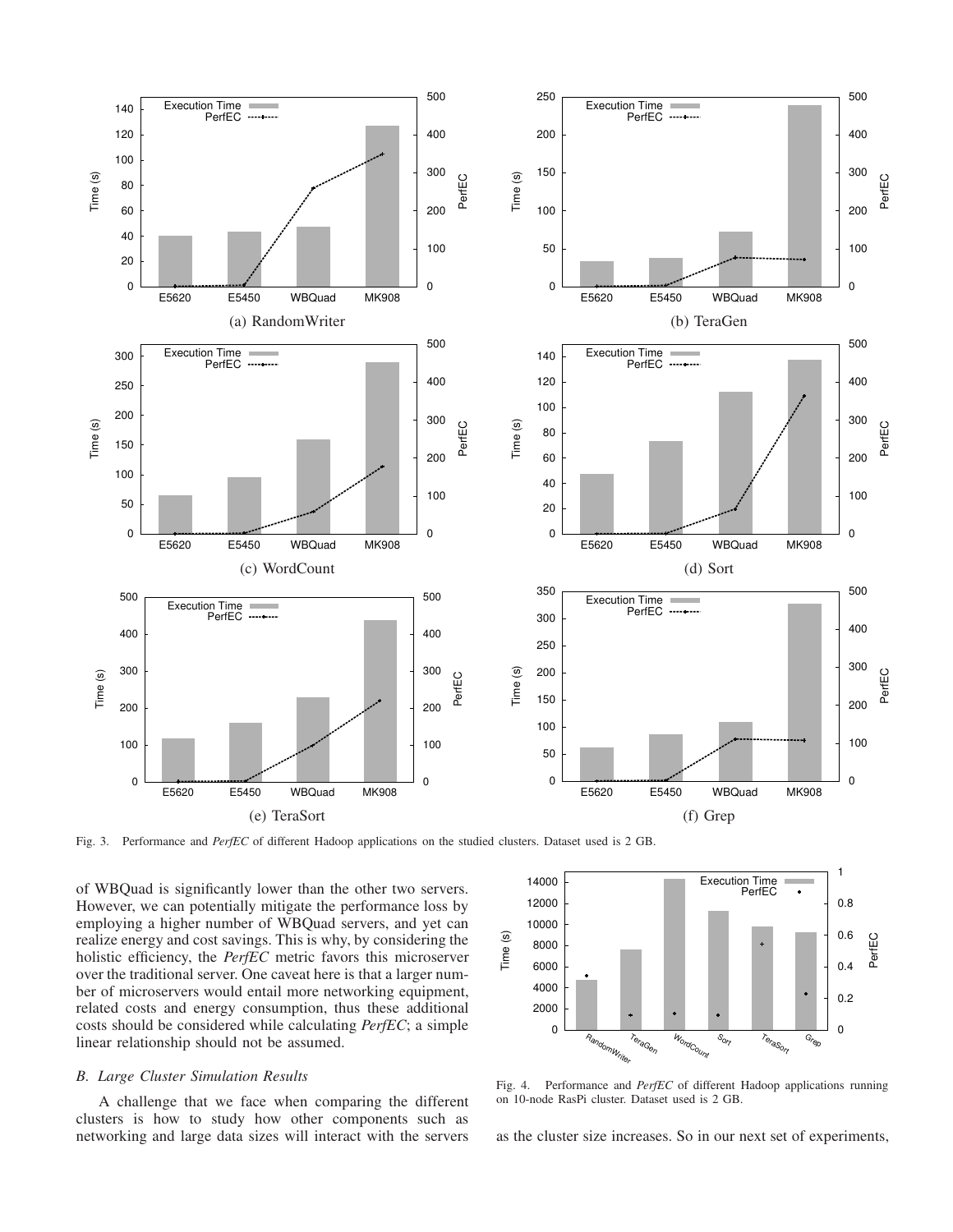(a) RandomWriter

(b) TeraGen

(c) WordCount

(d) Sort

(e) TeraSort

(f) Grep

Fig. 3. Performance and *PerfEC* of different Hadoop applications on the studied clusters. Dataset used is 2 GB.

of WBQuad is significantly lower than the other two servers. However, we can potentially mitigate the performance loss by employing a higher number of WBQuad servers, and yet can realize energy and cost savings. This is why, by considering the holistic efficiency, the *PerfEC* metric favors this microserver over the traditional server. One caveat here is that a larger number of microservers would entail more networking equipment, related costs and energy consumption, thus these additional costs should be considered while calculating *PerfEC*; a simple linear relationship should not be assumed.

### B. Large Cluster Simulation Results

A challenge that we face when comparing the different clusters is how to study how other components such as networking and large data sizes will interact with the servers as the cluster size increases. So in our next set of experiments,

Fig. 4. Performance and *PerfEC* of different Hadoop applications running on 10-node RasPi cluster. Dataset used is 2 GB.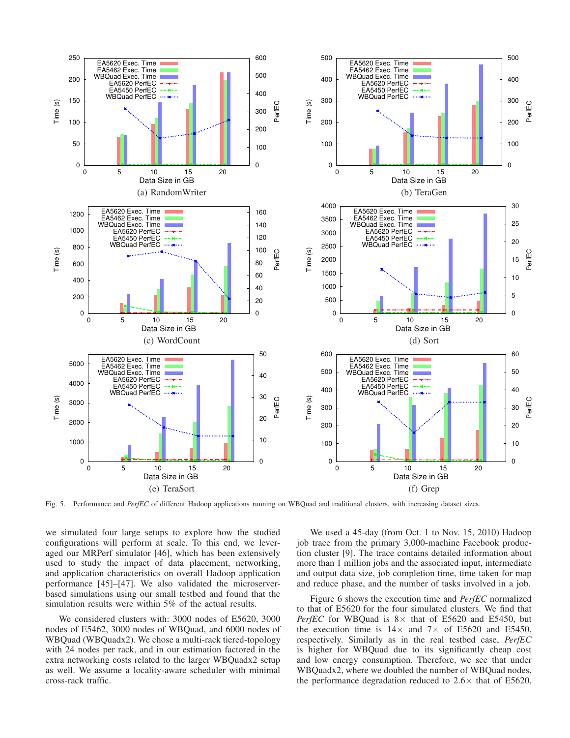Fig. 5. Performance and *PerfEC* of different Hadoop applications running on WBQuad and traditional clusters, with increasing dataset sizes.

we simulated four large setups to explore how the studied configurations will perform at scale. To this end, we leveraged our MRPerf simulator [46], which has been extensively used to study the impact of data placement, networking, and application characteristics on overall Hadoop application performance [45]–[47]. We also validated the microserver-based simulations using our small testbed and found that the simulation results were within 5% of the actual results.

We considered clusters with: 3000 nodes of E5620, 3000 nodes of E5462, 3000 nodes of WBQuad, and 6000 nodes of WBQuad (WBQuadx2). We chose a multi-rack tiered-topology with 24 nodes per rack, and in our estimation factored in the extra networking costs related to the larger WBQuadx2 setup as well. We assume a locality-aware scheduler with minimal cross-rack traffic.

We used a 45-day (from Oct. 1 to Nov. 15, 2010) Hadoop job trace from the primary 3,000-machine Facebook production cluster [9]. The trace contains detailed information about more than 1 million jobs and the associated input, intermediate and output data size, job completion time, time taken for map and reduce phase, and the number of tasks involved in a job.

Figure 6 shows the execution time and *PerfEC* normalized to that of E5620 for the four simulated clusters. We find that *PerfEC* for WBQuad is 8× that of E5620 and E5450, but the execution time is 14× and 7× of E5620 and E5450, respectively. Similarly as in the real testbed case, *PerfEC* is higher for WBQuad due to its significantly cheap cost and low energy consumption. Therefore, we see that under WBQuadx2, where we doubled the number of WBQuad nodes, the performance degradation reduced to 2.6× that of E5620,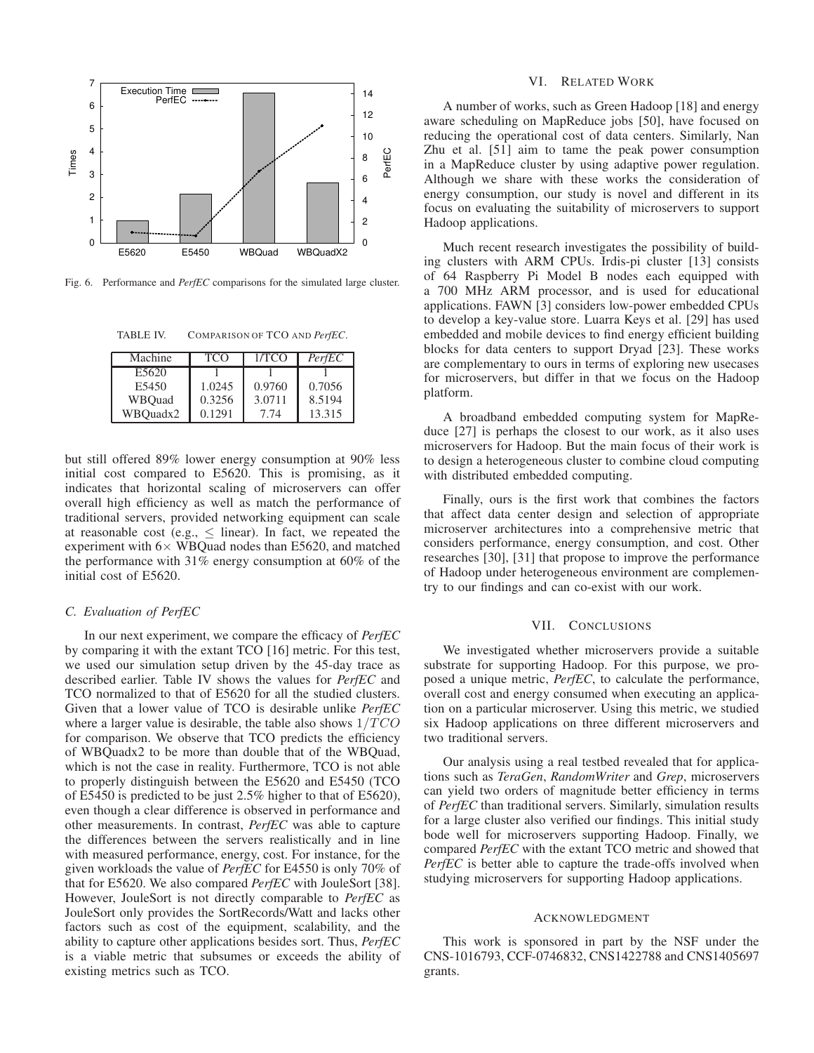Fig. 6. Performance and *PerfEC* comparisons for the simulated large cluster.

TABLE IV. COMPARISON OF TCO AND *PerfEC*.

| Machine | TCO | 1/TCO | *PerfEC* |
| --- | --- | --- | --- |
| E5620 | 1 | 1 | 1 |
| E5450 | 1.0245 | 0.9760 | 0.7056 |
| WBQuad | 0.3256 | 3.0711 | 8.5194 |
| WBQuadx2 | 0.1291 | 7.74 | 13.315 |

but still offered 89% lower energy consumption at 90% less initial cost compared to E5620. This is promising, as it indicates that horizontal scaling of microservers can offer overall high efficiency as well as match the performance of traditional servers, provided networking equipment can scale at reasonable cost (e.g., $\leq$ linear). In fact, we repeated the experiment with $6\times$ WBQuad nodes than E5620, and matched the performance with 31% energy consumption at 60% of the initial cost of E5620.

### C. Evaluation of PerfEC

In our next experiment, we compare the efficacy of *PerfEC* by comparing it with the extant TCO [16] metric. For this test, we used our simulation setup driven by the 45-day trace as described earlier. Table IV shows the values for *PerfEC* and TCO normalized to that of E5620 for all the studied clusters. Given that a lower value of TCO is desirable unlike *PerfEC* where a larger value is desirable, the table also shows $1/TCO$ for comparison. We observe that TCO predicts the efficiency of WBQuadx2 to be more than double that of the WBQuad, which is not the case in reality. Furthermore, TCO is not able to properly distinguish between the E5620 and E5450 (TCO of E5450 is predicted to be just 2.5% higher to that of E5620), even though a clear difference is observed in performance and other measurements. In contrast, *PerfEC* was able to capture the differences between the servers realistically and in line with measured performance, energy, cost. For instance, for the given workloads the value of *PerfEC* for E4550 is only 70% of that for E5620. We also compared *PerfEC* with JouleSort [38]. However, JouleSort is not directly comparable to *PerfEC* as JouleSort only provides the SortRecords/Watt and lacks other factors such as cost of the equipment, scalability, and the ability to capture other applications besides sort. Thus, *PerfEC* is a viable metric that subsumes or exceeds the ability of existing metrics such as TCO.

## VI. Related Work

A number of works, such as Green Hadoop [18] and energy aware scheduling on MapReduce jobs [50], have focused on reducing the operational cost of data centers. Similarly, Nan Zhu et al. [51] aim to tame the peak power consumption in a MapReduce cluster by using adaptive power regulation. Although we share with these works the consideration of energy consumption, our study is novel and different in its focus on evaluating the suitability of microservers to support Hadoop applications.

Much recent research investigates the possibility of building clusters with ARM CPUs. Irdis-pi cluster [13] consists of 64 Raspberry Pi Model B nodes each equipped with a 700 MHz ARM processor, and is used for educational applications. FAWN [3] considers low-power embedded CPUs to develop a key-value store. Luarra Keys et al. [29] has used embedded and mobile devices to find energy efficient building blocks for data centers to support Dryad [23]. These works are complementary to ours in terms of exploring new usecases for microservers, but differ in that we focus on the Hadoop platform.

A broadband embedded computing system for MapReduce [27] is perhaps the closest to our work, as it also uses microservers for Hadoop. But the main focus of their work is to design a heterogeneous cluster to combine cloud computing with distributed embedded computing.

Finally, ours is the first work that combines the factors that affect data center design and selection of appropriate microserver architectures into a comprehensive metric that considers performance, energy consumption, and cost. Other researches [30], [31] that propose to improve the performance of Hadoop under heterogeneous environment are complementry to our findings and can co-exist with our work.

## VII. Conclusions

We investigated whether microservers provide a suitable substrate for supporting Hadoop. For this purpose, we proposed a unique metric, *PerfEC*, to calculate the performance, overall cost and energy consumed when executing an application on a particular microserver. Using this metric, we studied six Hadoop applications on three different microservers and two traditional servers.

Our analysis using a real testbed revealed that for applications such as *TeraGen*, *RandomWriter* and *Grep*, microservers can yield two orders of magnitude better efficiency in terms of *PerfEC* than traditional servers. Similarly, simulation results for a large cluster also verified our findings. This initial study bode well for microservers supporting Hadoop. Finally, we compared *PerfEC* with the extant TCO metric and showed that *PerfEC* is better able to capture the trade-offs involved when studying microservers for supporting Hadoop applications.

## Acknowledgment

This work is sponsored in part by the NSF under the CNS-1016793, CCF-0746832, CNS1422788 and CNS1405697 grants.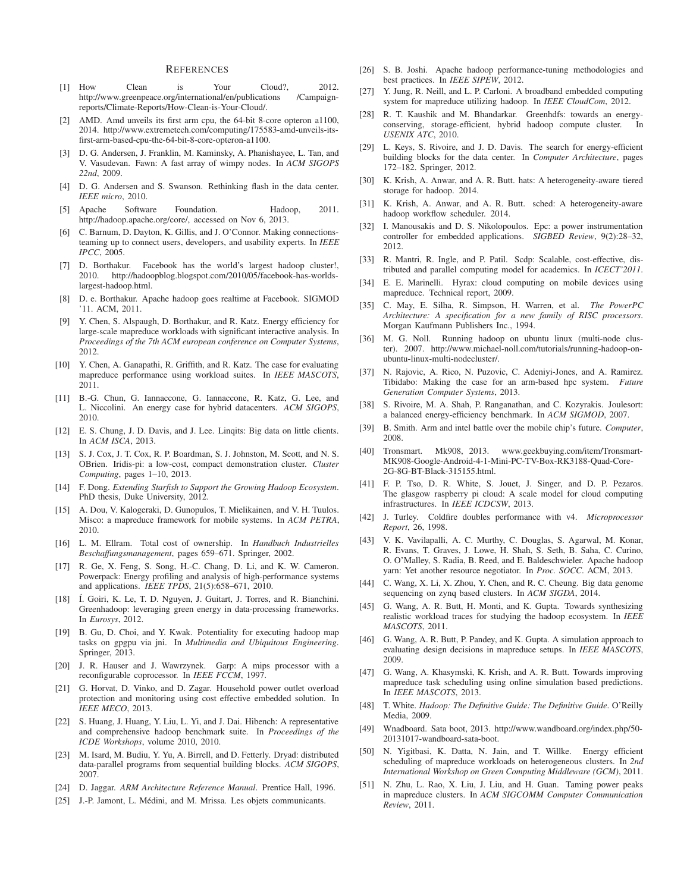# References

[1] How Clean is Your Cloud?, 2012. http://www.greenpeace.org/international/en/publications /Campaign-reports/Climate-Reports/How-Clean-is-Your-Cloud/.

[2] AMD. Amd unveils its first arm cpu, the 64-bit 8-core opteron a1100, 2014. http://www.extremetech.com/computing/175583-amd-unveils-its-first-arm-based-cpu-the-64-bit-8-core-opteron-a1100.

[3] D. G. Andersen, J. Franklin, M. Kaminsky, A. Phanishayee, L. Tan, and V. Vasudevan. Fawn: A fast array of wimpy nodes. In *ACM SIGOPS 22nd*, 2009.

[4] D. G. Andersen and S. Swanson. Rethinking flash in the data center. *IEEE micro*, 2010.

[5] Apache Software Foundation. Hadoop, 2011. http://hadoop.apache.org/core/, accessed on Nov 6, 2013.

[6] C. Barnum, D. Dayton, K. Gillis, and J. O'Connor. Making connections-teaming up to connect users, developers, and usability experts. In *IEEE IPCC*, 2005.

[7] D. Borthakur. Facebook has the world's largest hadoop cluster!, 2010. http://hadoopblog.blogspot.com/2010/05/facebook-has-worlds-largest-hadoop.html.

[8] D. e. Borthakur. Apache hadoop goes realtime at Facebook. SIGMOD '11. ACM, 2011.

[9] Y. Chen, S. Alspaugh, D. Borthakur, and R. Katz. Energy efficiency for large-scale mapreduce workloads with significant interactive analysis. In *Proceedings of the 7th ACM european conference on Computer Systems*, 2012.

[10] Y. Chen, A. Ganapathi, R. Griffith, and R. Katz. The case for evaluating mapreduce performance using workload suites. In *IEEE MASCOTS*, 2011.

[11] B.-G. Chun, G. Iannaccone, G. Iannaccone, R. Katz, G. Lee, and L. Niccolini. An energy case for hybrid datacenters. *ACM SIGOPS*, 2010.

[12] E. S. Chung, J. D. Davis, and J. Lee. Linqits: Big data on little clients. In *ACM ISCA*, 2013.

[13] S. J. Cox, J. T. Cox, R. P. Boardman, S. J. Johnston, M. Scott, and N. S. OBrien. Iridis-pi: a low-cost, compact demonstration cluster. *Cluster Computing*, pages 1–10, 2013.

[14] F. Dong. *Extending Starfish to Support the Growing Hadoop Ecosystem*. PhD thesis, Duke University, 2012.

[15] A. Dou, V. Kalogeraki, D. Gunopulos, T. Mielikainen, and V. H. Tuulos. Misco: a mapreduce framework for mobile systems. In *ACM PETRA*, 2010.

[16] L. M. Ellram. Total cost of ownership. In *Handbuch Industrielles Beschaffungsmanagement*, pages 659–671. Springer, 2002.

[17] R. Ge, X. Feng, S. Song, H.-C. Chang, D. Li, and K. W. Cameron. Powerpack: Energy profiling and analysis of high-performance systems and applications. *IEEE TPDS*, 21(5):658–671, 2010.

[18] Í. Goiri, K. Le, T. D. Nguyen, J. Guitart, J. Torres, and R. Bianchini. Greenhadoop: leveraging green energy in data-processing frameworks. In *Eurosys*, 2012.

[19] B. Gu, D. Choi, and Y. Kwak. Potentiality for executing hadoop map tasks on gpgpu via jni. In *Multimedia and Ubiquitous Engineering*. Springer, 2013.

[20] J. R. Hauser and J. Wawrzynek. Garp: A mips processor with a reconfigurable coprocessor. In *IEEE FCCM*, 1997.

[21] G. Horvat, D. Vinko, and D. Zagar. Household power outlet overload protection and monitoring using cost effective embedded solution. In *IEEE MECO*, 2013.

[22] S. Huang, J. Huang, Y. Liu, L. Yi, and J. Dai. Hibench: A representative and comprehensive hadoop benchmark suite. In *Proceedings of the ICDE Workshops*, volume 2010, 2010.

[23] M. Isard, M. Budiu, Y. Yu, A. Birrell, and D. Fetterly. Dryad: distributed data-parallel programs from sequential building blocks. *ACM SIGOPS*, 2007.

[24] D. Jaggar. *ARM Architecture Reference Manual*. Prentice Hall, 1996.

[25] J.-P. Jamont, L. Médini, and M. Mrissa. Les objets communicants.

[26] S. B. Joshi. Apache hadoop performance-tuning methodologies and best practices. In *IEEE SIPEW*, 2012.

[27] Y. Jung, R. Neill, and L. P. Carloni. A broadband embedded computing system for mapreduce utilizing hadoop. In *IEEE CloudCom*, 2012.

[28] R. T. Kaushik and M. Bhandarkar. Greenhdfs: towards an energy-conserving, storage-efficient, hybrid hadoop compute cluster. In *USENIX ATC*, 2010.

[29] L. Keys, S. Rivoire, and J. D. Davis. The search for energy-efficient building blocks for the data center. In *Computer Architecture*, pages 172–182. Springer, 2012.

[30] K. Krish, A. Anwar, and A. R. Butt. hats: A heterogeneity-aware tiered storage for hadoop. 2014.

[31] K. Krish, A. Anwar, and A. R. Butt. sched: A heterogeneity-aware hadoop workflow scheduler. 2014.

[32] I. Manousakis and D. S. Nikolopoulos. Epc: a power instrumentation controller for embedded applications. *SIGBED Review*, 9(2):28–32, 2012.

[33] R. Mantri, R. Ingle, and P. Patil. Scdp: Scalable, cost-effective, distributed and parallel computing model for academics. In *ICECT'2011*.

[34] E. E. Marinelli. Hyrax: cloud computing on mobile devices using mapreduce. Technical report, 2009.

[35] C. May, E. Silha, R. Simpson, H. Warren, et al. *The PowerPC Architecture: A specification for a new family of RISC processors*. Morgan Kaufmann Publishers Inc., 1994.

[36] M. G. Noll. Running hadoop on ubuntu linux (multi-node cluster). 2007. http://www.michael-noll.com/tutorials/running-hadoop-on-ubuntu-linux-multi-nodecluster/.

[37] N. Rajovic, A. Rico, N. Puzovic, C. Adeniyi-Jones, and A. Ramirez. Tibidabo: Making the case for an arm-based hpc system. *Future Generation Computer Systems*, 2013.

[38] S. Rivoire, M. A. Shah, P. Ranganathan, and C. Kozyrakis. Joulesort: a balanced energy-efficiency benchmark. In *ACM SIGMOD*, 2007.

[39] B. Smith. Arm and intel battle over the mobile chip's future. *Computer*, 2008.

[40] Tronsmart. Mk908, 2013. www.geekbuying.com/item/Tronsmart-MK908-Google-Android-4-1-Mini-PC-TV-Box-RK3188-Quad-Core-2G-8G-BT-Black-315155.html.

[41] F. P. Tso, D. R. White, S. Jouet, J. Singer, and D. P. Pezaros. The glasgow raspberry pi cloud: A scale model for cloud computing infrastructures. In *IEEE ICDCSW*, 2013.

[42] J. Turley. Coldfire doubles performance with v4. *Microprocessor Report*, 26, 1998.

[43] V. K. Vavilapalli, A. C. Murthy, C. Douglas, S. Agarwal, M. Konar, R. Evans, T. Graves, J. Lowe, H. Shah, S. Seth, B. Saha, C. Curino, O. O'Malley, S. Radia, B. Reed, and E. Baldeschwieler. Apache hadoop yarn: Yet another resource negotiator. In *Proc. SOCC*. ACM, 2013.

[44] C. Wang, X. Li, X. Zhou, Y. Chen, and R. C. Cheung. Big data genome sequencing on zynq based clusters. In *ACM SIGDA*, 2014.

[45] G. Wang, A. R. Butt, H. Monti, and K. Gupta. Towards synthesizing realistic workload traces for studying the hadoop ecosystem. In *IEEE MASCOTS*, 2011.

[46] G. Wang, A. R. Butt, P. Pandey, and K. Gupta. A simulation approach to evaluating design decisions in mapreduce setups. In *IEEE MASCOTS*, 2009.

[47] G. Wang, A. Khasymski, K. Krish, and A. R. Butt. Towards improving mapreduce task scheduling using online simulation based predictions. In *IEEE MASCOTS*, 2013.

[48] T. White. *Hadoop: The Definitive Guide: The Definitive Guide*. O'Reilly Media, 2009.

[49] Wnadboard. Sata boot, 2013. http://www.wandboard.org/index.php/50-20131017-wandboard-sata-boot.

[50] N. Yigitbasi, K. Datta, N. Jain, and T. Willke. Energy efficient scheduling of mapreduce workloads on heterogeneous clusters. In *2nd International Workshop on Green Computing Middleware (GCM)*, 2011.

[51] N. Zhu, L. Rao, X. Liu, J. Liu, and H. Guan. Taming power peaks in mapreduce clusters. In *ACM SIGCOMM Computer Communication Review*, 2011.